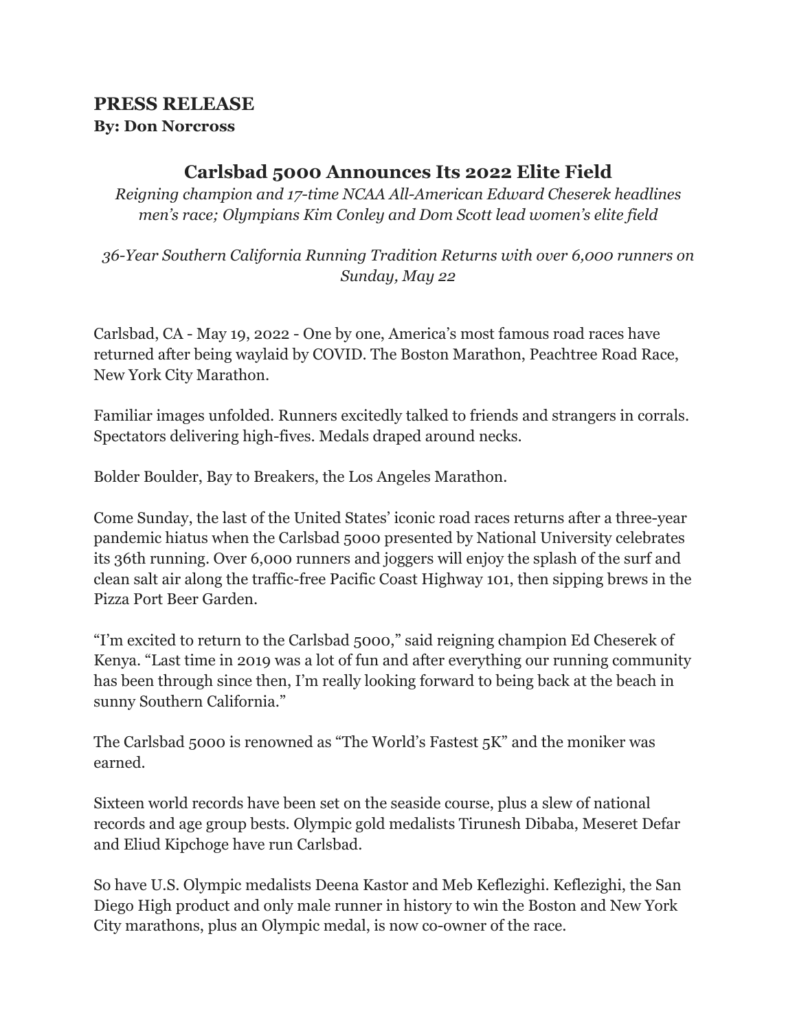## PRESS RELEASE

**By: Don Norcross**

# Carlsbad 5000 Announces Its 2022 Elite Field

*Reigning champion and 17-time NCAA All-American Edward Cheserek headlines men's race; Olympians Kim Conley and Dom Scott lead women's elite field*

*36-Year Southern California Running Tradition Returns with over 6,000 runners on Sunday, May 22*

Carlsbad, CA - May 19, 2022 - One by one, America's most famous road races have returned after being waylaid by COVID. The Boston Marathon, Peachtree Road Race, New York City Marathon.

Familiar images unfolded. Runners excitedly talked to friends and strangers in corrals. Spectators delivering high-fives. Medals draped around necks.

Bolder Boulder, Bay to Breakers, the Los Angeles Marathon.

Come Sunday, the last of the United States' iconic road races returns after a three-year pandemic hiatus when the Carlsbad 5000 presented by National University celebrates its 36th running. Over 6,000 runners and joggers will enjoy the splash of the surf and clean salt air along the traffic-free Pacific Coast Highway 101, then sipping brews in the Pizza Port Beer Garden.

"I'm excited to return to the Carlsbad 5000," said reigning champion Ed Cheserek of Kenya. "Last time in 2019 was a lot of fun and after everything our running community has been through since then, I'm really looking forward to being back at the beach in sunny Southern California."

The Carlsbad 5000 is renowned as "The World's Fastest 5K" and the moniker was earned.

Sixteen world records have been set on the seaside course, plus a slew of national records and age group bests. Olympic gold medalists Tirunesh Dibaba, Meseret Defar and Eliud Kipchoge have run Carlsbad.

So have U.S. Olympic medalists Deena Kastor and Meb Keflezighi. Keflezighi, the San Diego High product and only male runner in history to win the Boston and New York City marathons, plus an Olympic medal, is now co-owner of the race.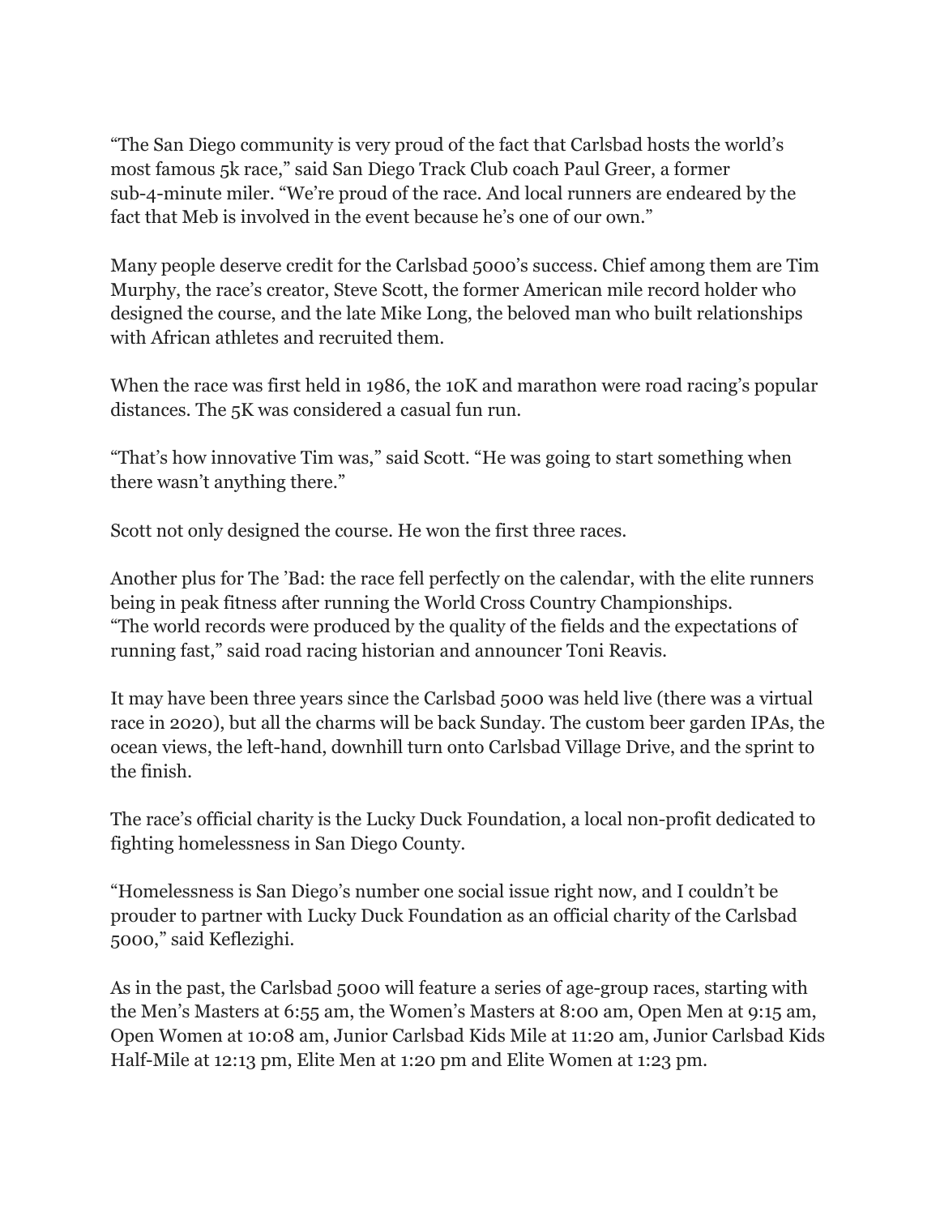"The San Diego community is very proud of the fact that Carlsbad hosts the world's most famous 5k race," said San Diego Track Club coach Paul Greer, a former sub-4-minute miler. "We're proud of the race. And local runners are endeared by the fact that Meb is involved in the event because he's one of our own."

Many people deserve credit for the Carlsbad 5000's success. Chief among them are Tim Murphy, the race's creator, Steve Scott, the former American mile record holder who designed the course, and the late Mike Long, the beloved man who built relationships with African athletes and recruited them.

When the race was first held in 1986, the 10K and marathon were road racing's popular distances. The 5K was considered a casual fun run.

"That's how innovative Tim was," said Scott. "He was going to start something when there wasn't anything there."

Scott not only designed the course. He won the first three races.

Another plus for The 'Bad: the race fell perfectly on the calendar, with the elite runners being in peak fitness after running the World Cross Country Championships.
"The world records were produced by the quality of the fields and the expectations of running fast," said road racing historian and announcer Toni Reavis.

It may have been three years since the Carlsbad 5000 was held live (there was a virtual race in 2020), but all the charms will be back Sunday. The custom beer garden IPAs, the ocean views, the left-hand, downhill turn onto Carlsbad Village Drive, and the sprint to the finish.

The race's official charity is the Lucky Duck Foundation, a local non-profit dedicated to fighting homelessness in San Diego County.

"Homelessness is San Diego's number one social issue right now, and I couldn't be prouder to partner with Lucky Duck Foundation as an official charity of the Carlsbad 5000," said Keflezighi.

As in the past, the Carlsbad 5000 will feature a series of age-group races, starting with the Men's Masters at 6:55 am, the Women's Masters at 8:00 am, Open Men at 9:15 am, Open Women at 10:08 am, Junior Carlsbad Kids Mile at 11:20 am, Junior Carlsbad Kids Half-Mile at 12:13 pm, Elite Men at 1:20 pm and Elite Women at 1:23 pm.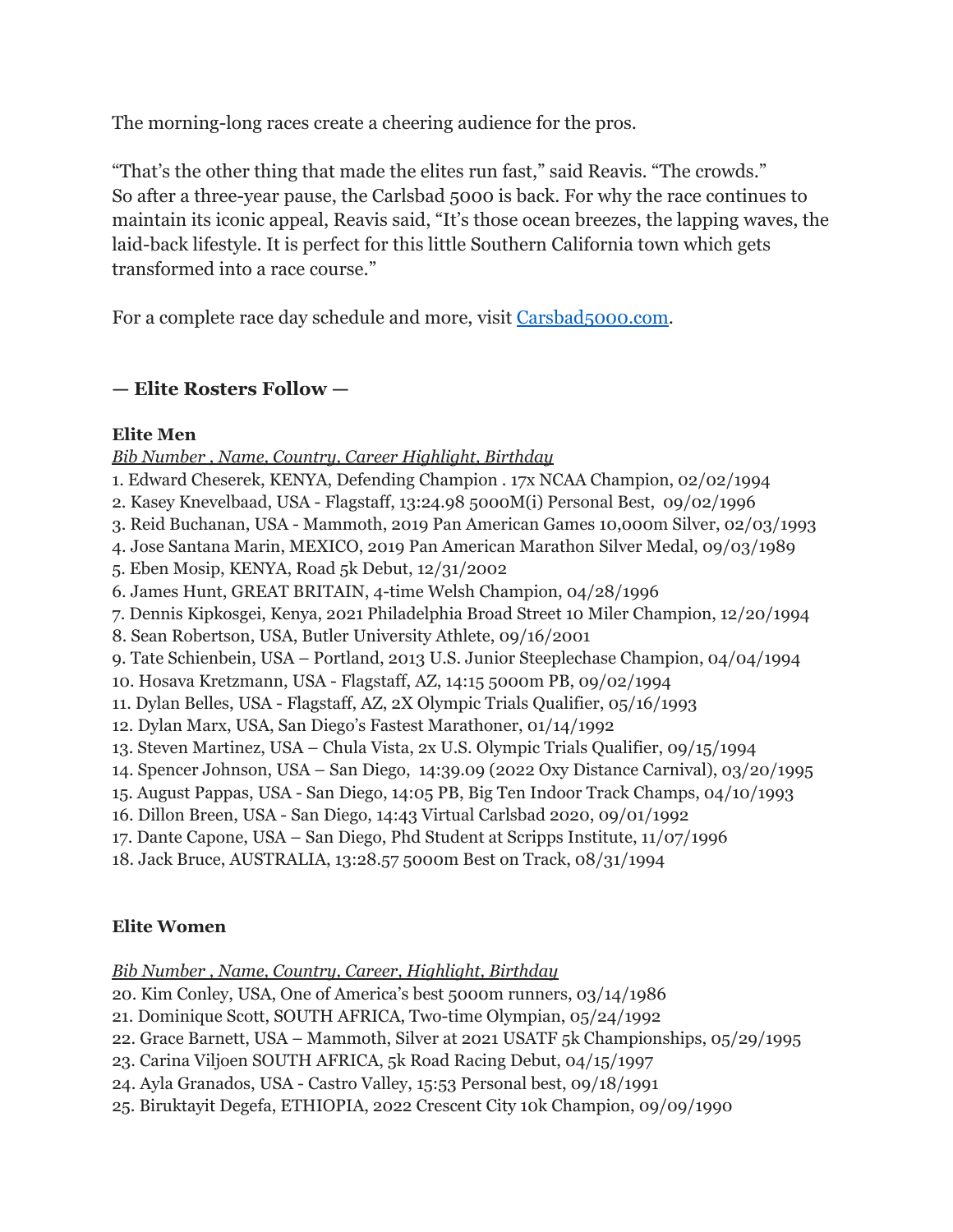The morning-long races create a cheering audience for the pros.

"That's the other thing that made the elites run fast," said Reavis. "The crowds." So after a three-year pause, the Carlsbad 5000 is back. For why the race continues to maintain its iconic appeal, Reavis said, "It's those ocean breezes, the lapping waves, the laid-back lifestyle. It is perfect for this little Southern California town which gets transformed into a race course."

For a complete race day schedule and more, visit [Carsbad5000.com](Carsbad5000.com).

### — Elite Rosters Follow —

**Elite Men**

*Bib Number , Name, Country, Career Highlight, Birthday*

1. Edward Cheserek, KENYA, Defending Champion . 17x NCAA Champion, 02/02/1994
2. Kasey Knevelbaad, USA - Flagstaff, 13:24.98 5000M(i) Personal Best, 09/02/1996
3. Reid Buchanan, USA - Mammoth, 2019 Pan American Games 10,000m Silver, 02/03/1993
4. Jose Santana Marin, MEXICO, 2019 Pan American Marathon Silver Medal, 09/03/1989
5. Eben Mosip, KENYA, Road 5k Debut, 12/31/2002
6. James Hunt, GREAT BRITAIN, 4-time Welsh Champion, 04/28/1996
7. Dennis Kipkosgei, Kenya, 2021 Philadelphia Broad Street 10 Miler Champion, 12/20/1994
8. Sean Robertson, USA, Butler University Athlete, 09/16/2001
9. Tate Schienbein, USA – Portland, 2013 U.S. Junior Steeplechase Champion, 04/04/1994
10. Hosava Kretzmann, USA - Flagstaff, AZ, 14:15 5000m PB, 09/02/1994
11. Dylan Belles, USA - Flagstaff, AZ, 2X Olympic Trials Qualifier, 05/16/1993
12. Dylan Marx, USA, San Diego's Fastest Marathoner, 01/14/1992
13. Steven Martinez, USA – Chula Vista, 2x U.S. Olympic Trials Qualifier, 09/15/1994
14. Spencer Johnson, USA – San Diego, 14:39.09 (2022 Oxy Distance Carnival), 03/20/1995
15. August Pappas, USA - San Diego, 14:05 PB, Big Ten Indoor Track Champs, 04/10/1993
16. Dillon Breen, USA - San Diego, 14:43 Virtual Carlsbad 2020, 09/01/1992
17. Dante Capone, USA – San Diego, Phd Student at Scripps Institute, 11/07/1996
18. Jack Bruce, AUSTRALIA, 13:28.57 5000m Best on Track, 08/31/1994

**Elite Women**

*Bib Number , Name, Country, Career, Highlight, Birthday*

20. Kim Conley, USA, One of America's best 5000m runners, 03/14/1986
21. Dominique Scott, SOUTH AFRICA, Two-time Olympian, 05/24/1992
22. Grace Barnett, USA – Mammoth, Silver at 2021 USATF 5k Championships, 05/29/1995
23. Carina Viljoen SOUTH AFRICA, 5k Road Racing Debut, 04/15/1997
24. Ayla Granados, USA - Castro Valley, 15:53 Personal best, 09/18/1991
25. Biruktayit Degefa, ETHIOPIA, 2022 Crescent City 10k Champion, 09/09/1990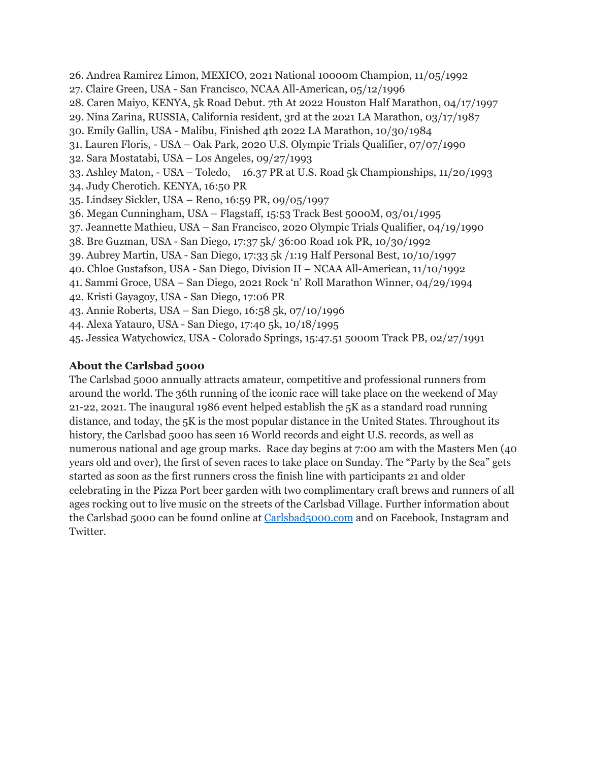26. Andrea Ramirez Limon, MEXICO, 2021 National 10000m Champion, 11/05/1992
27. Claire Green, USA - San Francisco, NCAA All-American, 05/12/1996
28. Caren Maiyo, KENYA, 5k Road Debut. 7th At 2022 Houston Half Marathon, 04/17/1997
29. Nina Zarina, RUSSIA, California resident, 3rd at the 2021 LA Marathon, 03/17/1987
30. Emily Gallin, USA - Malibu, Finished 4th 2022 LA Marathon, 10/30/1984
31. Lauren Floris, - USA – Oak Park, 2020 U.S. Olympic Trials Qualifier, 07/07/1990
32. Sara Mostatabi, USA – Los Angeles, 09/27/1993
33. Ashley Maton, - USA – Toledo, 16.37 PR at U.S. Road 5k Championships, 11/20/1993
34. Judy Cherotich. KENYA, 16:50 PR
35. Lindsey Sickler, USA – Reno, 16:59 PR, 09/05/1997
36. Megan Cunningham, USA – Flagstaff, 15:53 Track Best 5000M, 03/01/1995
37. Jeannette Mathieu, USA – San Francisco, 2020 Olympic Trials Qualifier, 04/19/1990
38. Bre Guzman, USA - San Diego, 17:37 5k/ 36:00 Road 10k PR, 10/30/1992
39. Aubrey Martin, USA - San Diego, 17:33 5k /1:19 Half Personal Best, 10/10/1997
40. Chloe Gustafson, USA - San Diego, Division II – NCAA All-American, 11/10/1992
41. Sammi Groce, USA – San Diego, 2021 Rock 'n' Roll Marathon Winner, 04/29/1994
42. Kristi Gayagoy, USA - San Diego, 17:06 PR
43. Annie Roberts, USA – San Diego, 16:58 5k, 07/10/1996
44. Alexa Yatauro, USA - San Diego, 17:40 5k, 10/18/1995
45. Jessica Watychowicz, USA - Colorado Springs, 15:47.51 5000m Track PB, 02/27/1991

### About the Carlsbad 5000

The Carlsbad 5000 annually attracts amateur, competitive and professional runners from around the world. The 36th running of the iconic race will take place on the weekend of May 21-22, 2021. The inaugural 1986 event helped establish the 5K as a standard road running distance, and today, the 5K is the most popular distance in the United States. Throughout its history, the Carlsbad 5000 has seen 16 World records and eight U.S. records, as well as numerous national and age group marks. Race day begins at 7:00 am with the Masters Men (40 years old and over), the first of seven races to take place on Sunday. The "Party by the Sea" gets started as soon as the first runners cross the finish line with participants 21 and older celebrating in the Pizza Port beer garden with two complimentary craft brews and runners of all ages rocking out to live music on the streets of the Carlsbad Village. Further information about the Carlsbad 5000 can be found online at [Carlsbad5000.com](Carlsbad5000.com) and on Facebook, Instagram and Twitter.